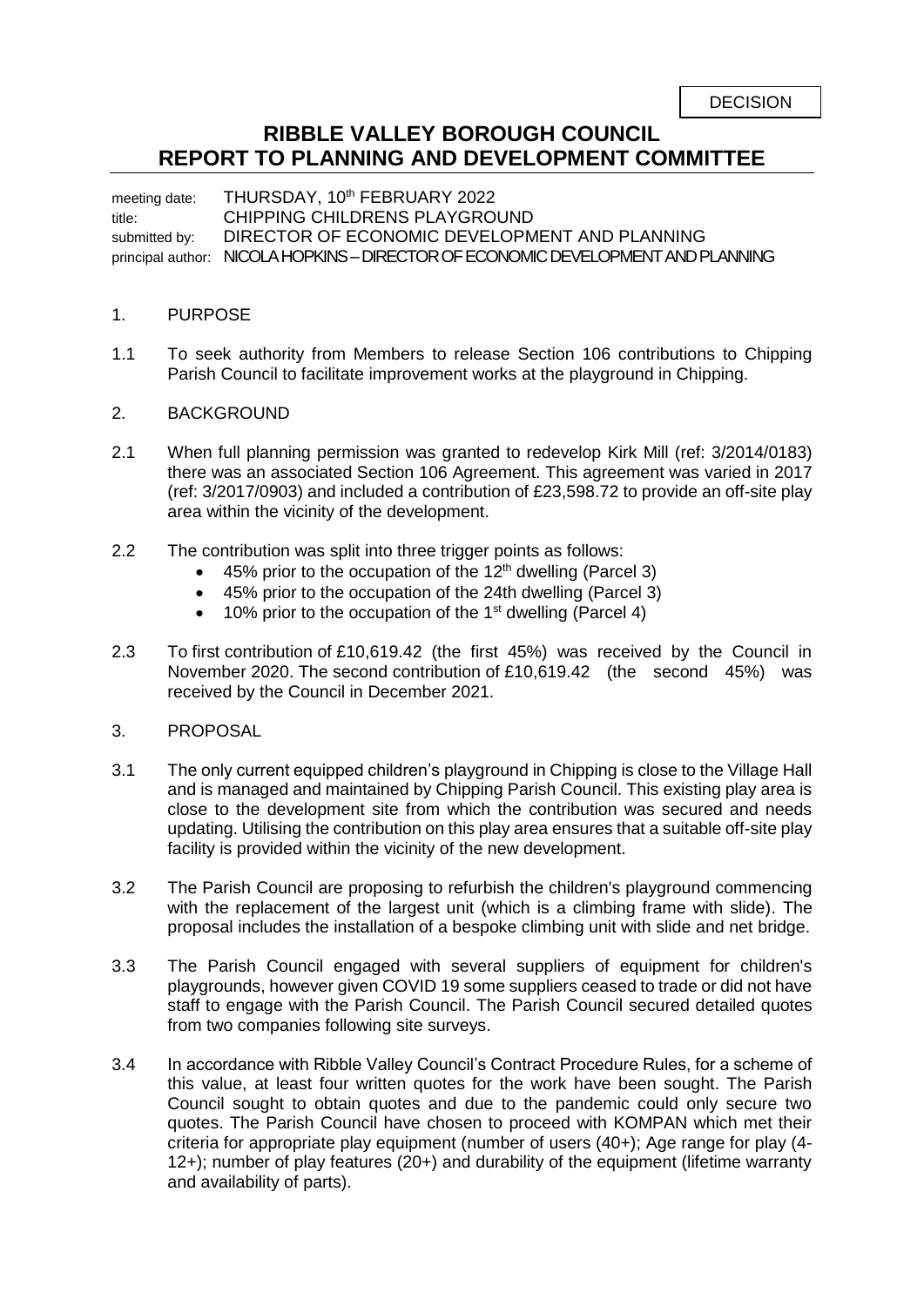DECISION

# RIBBLE VALLEY BOROUGH COUNCIL
# REPORT TO PLANNING AND DEVELOPMENT COMMITTEE

meeting date: THURSDAY, 10th FEBRUARY 2022
title: CHIPPING CHILDRENS PLAYGROUND
submitted by: DIRECTOR OF ECONOMIC DEVELOPMENT AND PLANNING
principal author: NICOLA HOPKINS – DIRECTOR OF ECONOMIC DEVELOPMENT AND PLANNING

1. PURPOSE

1.1 To seek authority from Members to release Section 106 contributions to Chipping Parish Council to facilitate improvement works at the playground in Chipping.

2. BACKGROUND

2.1 When full planning permission was granted to redevelop Kirk Mill (ref: 3/2014/0183) there was an associated Section 106 Agreement. This agreement was varied in 2017 (ref: 3/2017/0903) and included a contribution of £23,598.72 to provide an off-site play area within the vicinity of the development.

2.2 The contribution was split into three trigger points as follows:
- 45% prior to the occupation of the 12th dwelling (Parcel 3)
- 45% prior to the occupation of the 24th dwelling (Parcel 3)
- 10% prior to the occupation of the 1st dwelling (Parcel 4)

2.3 To first contribution of £10,619.42 (the first 45%) was received by the Council in November 2020. The second contribution of £10,619.42 (the second 45%) was received by the Council in December 2021.

3. PROPOSAL

3.1 The only current equipped children's playground in Chipping is close to the Village Hall and is managed and maintained by Chipping Parish Council. This existing play area is close to the development site from which the contribution was secured and needs updating. Utilising the contribution on this play area ensures that a suitable off-site play facility is provided within the vicinity of the new development.

3.2 The Parish Council are proposing to refurbish the children's playground commencing with the replacement of the largest unit (which is a climbing frame with slide). The proposal includes the installation of a bespoke climbing unit with slide and net bridge.

3.3 The Parish Council engaged with several suppliers of equipment for children's playgrounds, however given COVID 19 some suppliers ceased to trade or did not have staff to engage with the Parish Council. The Parish Council secured detailed quotes from two companies following site surveys.

3.4 In accordance with Ribble Valley Council's Contract Procedure Rules, for a scheme of this value, at least four written quotes for the work have been sought. The Parish Council sought to obtain quotes and due to the pandemic could only secure two quotes. The Parish Council have chosen to proceed with KOMPAN which met their criteria for appropriate play equipment (number of users (40+); Age range for play (4-12+); number of play features (20+) and durability of the equipment (lifetime warranty and availability of parts).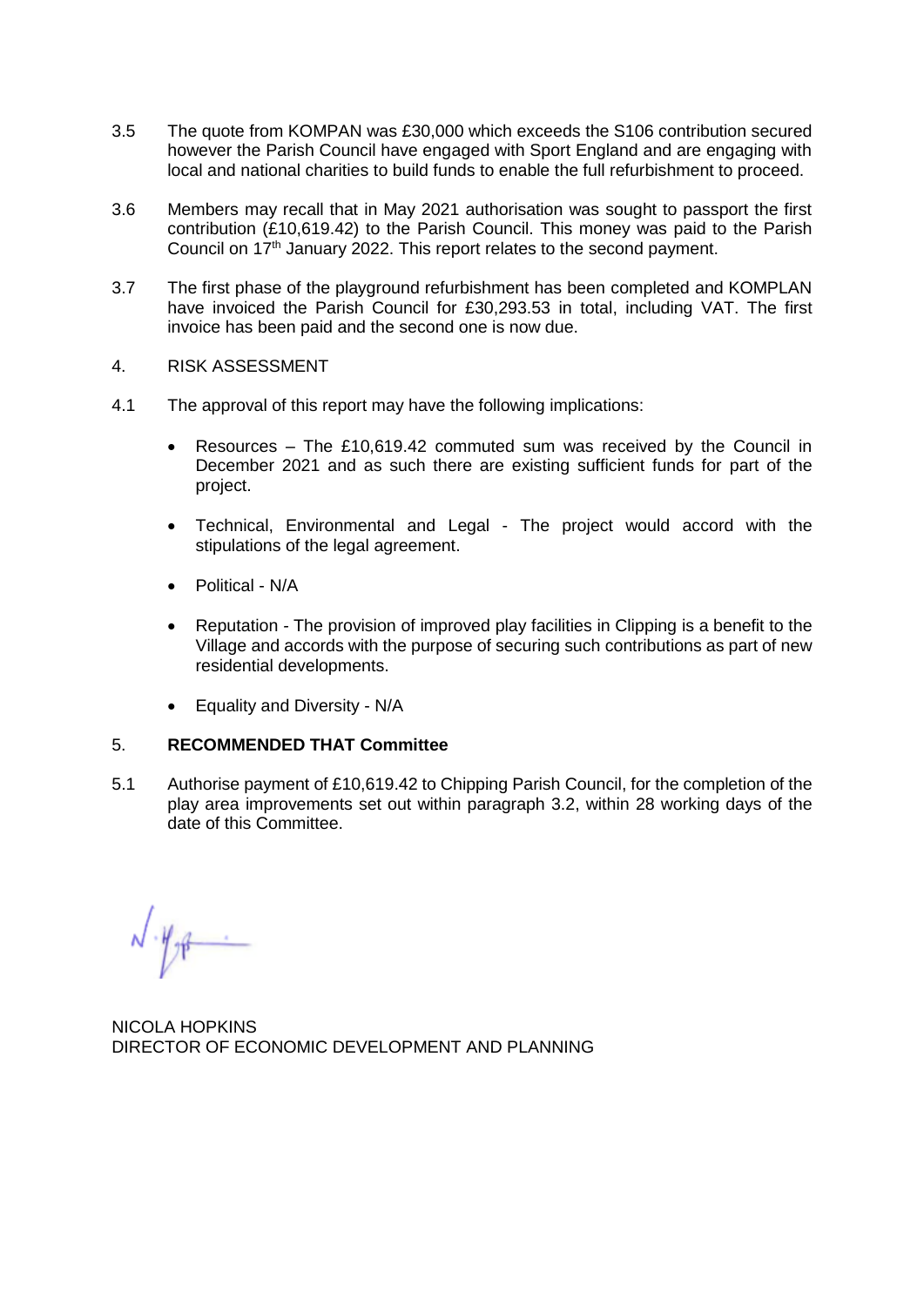3.5 The quote from KOMPAN was £30,000 which exceeds the S106 contribution secured however the Parish Council have engaged with Sport England and are engaging with local and national charities to build funds to enable the full refurbishment to proceed.

3.6 Members may recall that in May 2021 authorisation was sought to passport the first contribution (£10,619.42) to the Parish Council. This money was paid to the Parish Council on 17th January 2022. This report relates to the second payment.

3.7 The first phase of the playground refurbishment has been completed and KOMPLAN have invoiced the Parish Council for £30,293.53 in total, including VAT. The first invoice has been paid and the second one is now due.

4. RISK ASSESSMENT

4.1 The approval of this report may have the following implications:

- Resources – The £10,619.42 commuted sum was received by the Council in December 2021 and as such there are existing sufficient funds for part of the project.
- Technical, Environmental and Legal - The project would accord with the stipulations of the legal agreement.
- Political - N/A
- Reputation - The provision of improved play facilities in Clipping is a benefit to the Village and accords with the purpose of securing such contributions as part of new residential developments.
- Equality and Diversity - N/A

5. **RECOMMENDED THAT Committee**

5.1 Authorise payment of £10,619.42 to Chipping Parish Council, for the completion of the play area improvements set out within paragraph 3.2, within 28 working days of the date of this Committee.

NICOLA HOPKINS
DIRECTOR OF ECONOMIC DEVELOPMENT AND PLANNING